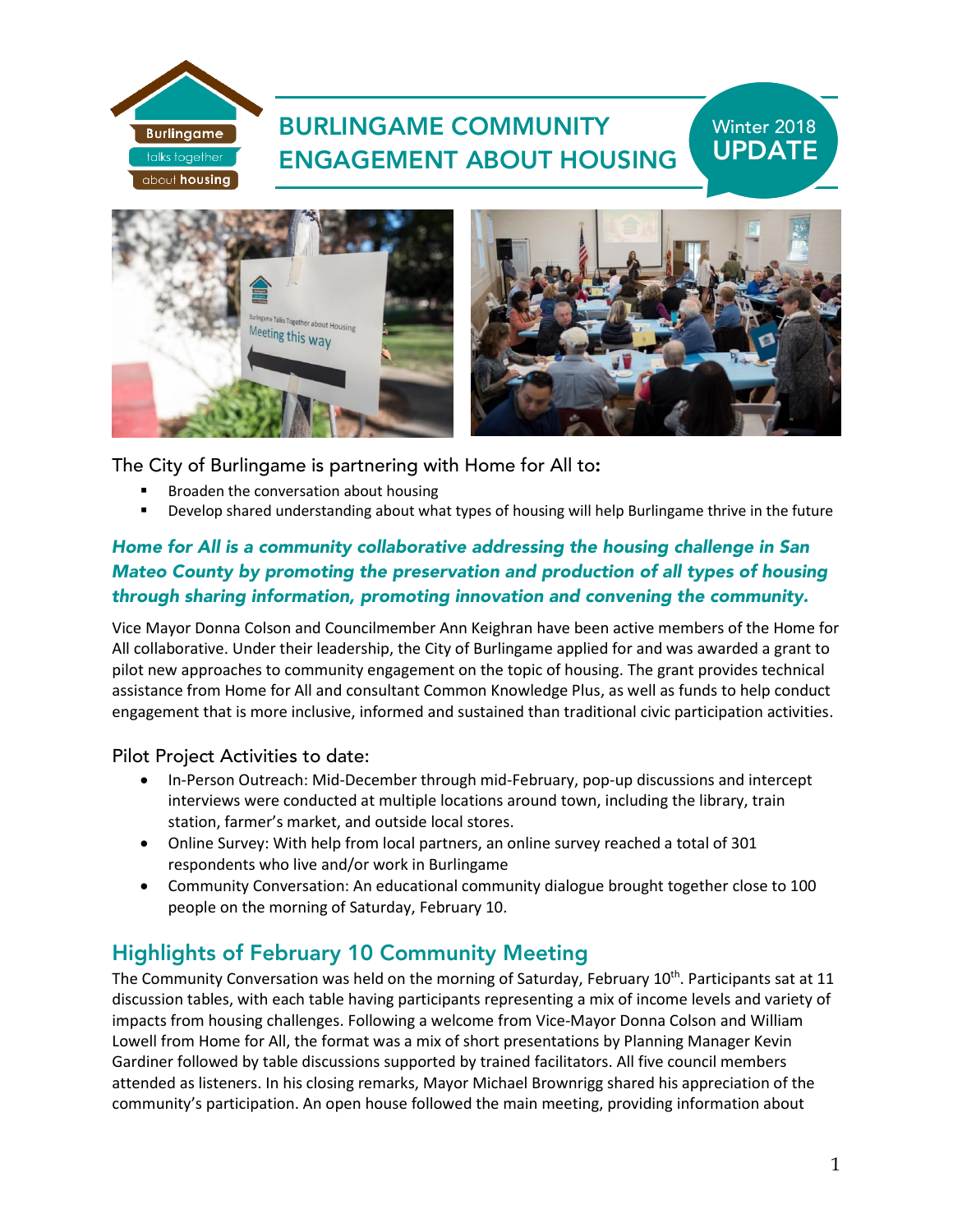Burlingame talks together about housing

# BURLINGAME COMMUNITY ENGAGEMENT ABOUT HOUSING

Winter 2018 **UPDATE**

The City of Burlingame is partnering with Home for All to:

- Broaden the conversation about housing
- Develop shared understanding about what types of housing will help Burlingame thrive in the future

***Home for All is a community collaborative addressing the housing challenge in San Mateo County by promoting the preservation and production of all types of housing through sharing information, promoting innovation and convening the community.***

Vice Mayor Donna Colson and Councilmember Ann Keighran have been active members of the Home for All collaborative. Under their leadership, the City of Burlingame applied for and was awarded a grant to pilot new approaches to community engagement on the topic of housing. The grant provides technical assistance from Home for All and consultant Common Knowledge Plus, as well as funds to help conduct engagement that is more inclusive, informed and sustained than traditional civic participation activities.

### Pilot Project Activities to date:

- In-Person Outreach: Mid-December through mid-February, pop-up discussions and intercept interviews were conducted at multiple locations around town, including the library, train station, farmer's market, and outside local stores.
- Online Survey: With help from local partners, an online survey reached a total of 301 respondents who live and/or work in Burlingame
- Community Conversation: An educational community dialogue brought together close to 100 people on the morning of Saturday, February 10.

## Highlights of February 10 Community Meeting

The Community Conversation was held on the morning of Saturday, February 10th. Participants sat at 11 discussion tables, with each table having participants representing a mix of income levels and variety of impacts from housing challenges. Following a welcome from Vice-Mayor Donna Colson and William Lowell from Home for All, the format was a mix of short presentations by Planning Manager Kevin Gardiner followed by table discussions supported by trained facilitators. All five council members attended as listeners. In his closing remarks, Mayor Michael Brownrigg shared his appreciation of the community's participation. An open house followed the main meeting, providing information about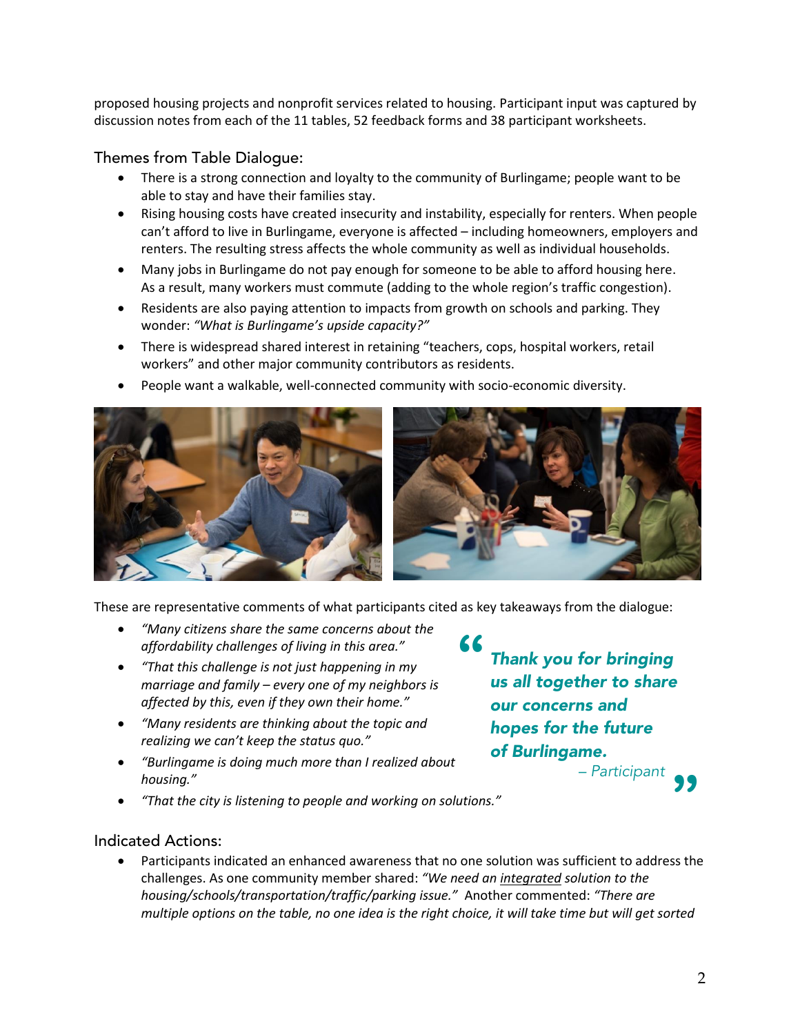proposed housing projects and nonprofit services related to housing. Participant input was captured by discussion notes from each of the 11 tables, 52 feedback forms and 38 participant worksheets.

## Themes from Table Dialogue:

- There is a strong connection and loyalty to the community of Burlingame; people want to be able to stay and have their families stay.
- Rising housing costs have created insecurity and instability, especially for renters. When people can't afford to live in Burlingame, everyone is affected – including homeowners, employers and renters. The resulting stress affects the whole community as well as individual households.
- Many jobs in Burlingame do not pay enough for someone to be able to afford housing here. As a result, many workers must commute (adding to the whole region's traffic congestion).
- Residents are also paying attention to impacts from growth on schools and parking. They wonder: *"What is Burlingame's upside capacity?"*
- There is widespread shared interest in retaining "teachers, cops, hospital workers, retail workers" and other major community contributors as residents.
- People want a walkable, well-connected community with socio-economic diversity.

These are representative comments of what participants cited as key takeaways from the dialogue:

- *"Many citizens share the same concerns about the affordability challenges of living in this area."*
- *"That this challenge is not just happening in my marriage and family – every one of my neighbors is affected by this, even if they own their home."*
- *"Many residents are thinking about the topic and realizing we can't keep the status quo."*
- *"Burlingame is doing much more than I realized about housing."*
- *"That the city is listening to people and working on solutions."*

> ***"Thank you for bringing us all together to share our concerns and hopes for the future of Burlingame."***
> *– Participant*

## Indicated Actions:

- Participants indicated an enhanced awareness that no one solution was sufficient to address the challenges. As one community member shared: *"We need an integrated solution to the housing/schools/transportation/traffic/parking issue."* Another commented: *"There are multiple options on the table, no one idea is the right choice, it will take time but will get sorted*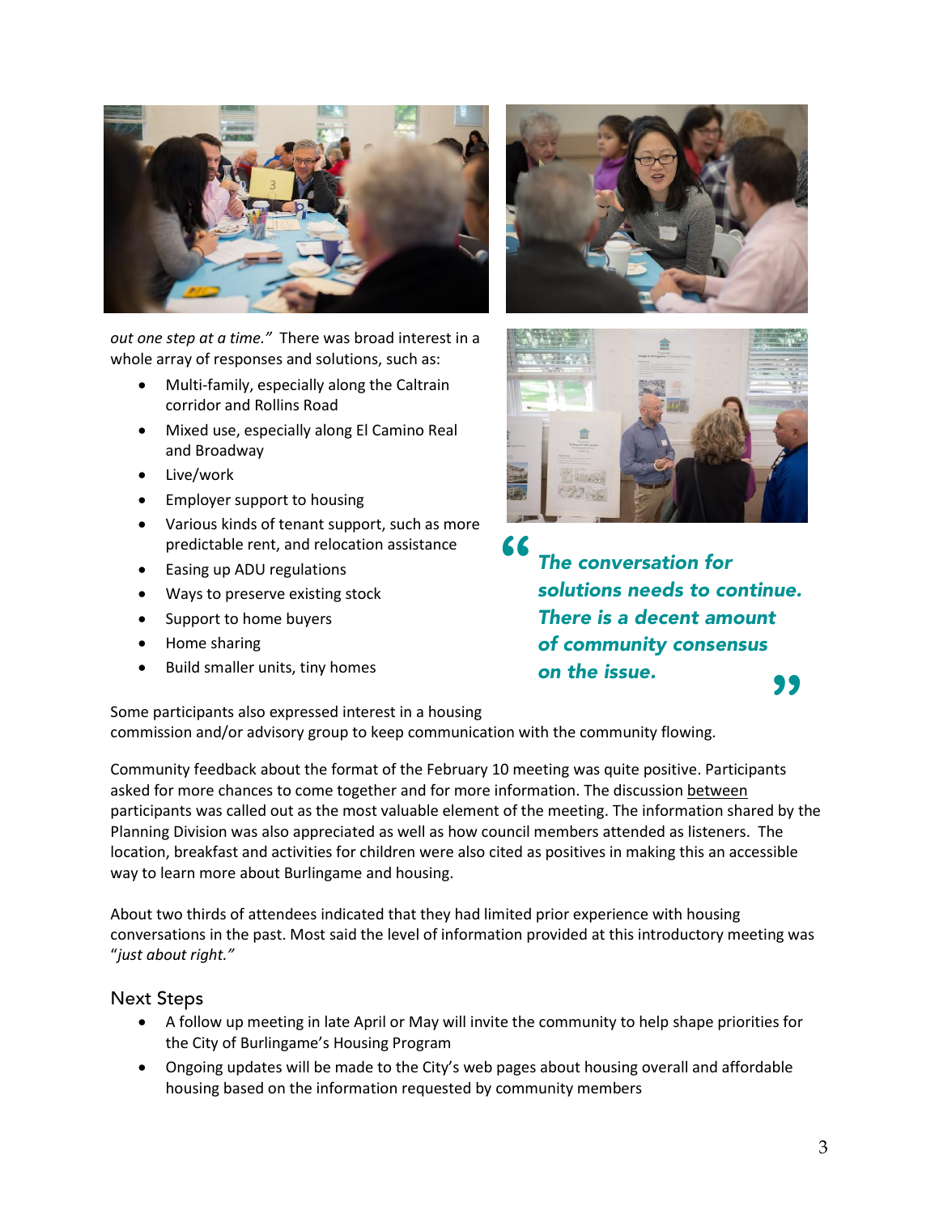*out one step at a time."* There was broad interest in a whole array of responses and solutions, such as:

- Multi-family, especially along the Caltrain corridor and Rollins Road
- Mixed use, especially along El Camino Real and Broadway
- Live/work
- Employer support to housing
- Various kinds of tenant support, such as more predictable rent, and relocation assistance
- Easing up ADU regulations
- Ways to preserve existing stock
- Support to home buyers
- Home sharing
- Build smaller units, tiny homes

> ***"The conversation for solutions needs to continue. There is a decent amount of community consensus on the issue."***

Some participants also expressed interest in a housing commission and/or advisory group to keep communication with the community flowing.

Community feedback about the format of the February 10 meeting was quite positive. Participants asked for more chances to come together and for more information. The discussion <u>between</u> participants was called out as the most valuable element of the meeting. The information shared by the Planning Division was also appreciated as well as how council members attended as listeners. The location, breakfast and activities for children were also cited as positives in making this an accessible way to learn more about Burlingame and housing.

About two thirds of attendees indicated that they had limited prior experience with housing conversations in the past. Most said the level of information provided at this introductory meeting was "*just about right."*

## Next Steps

- A follow up meeting in late April or May will invite the community to help shape priorities for the City of Burlingame's Housing Program
- Ongoing updates will be made to the City's web pages about housing overall and affordable housing based on the information requested by community members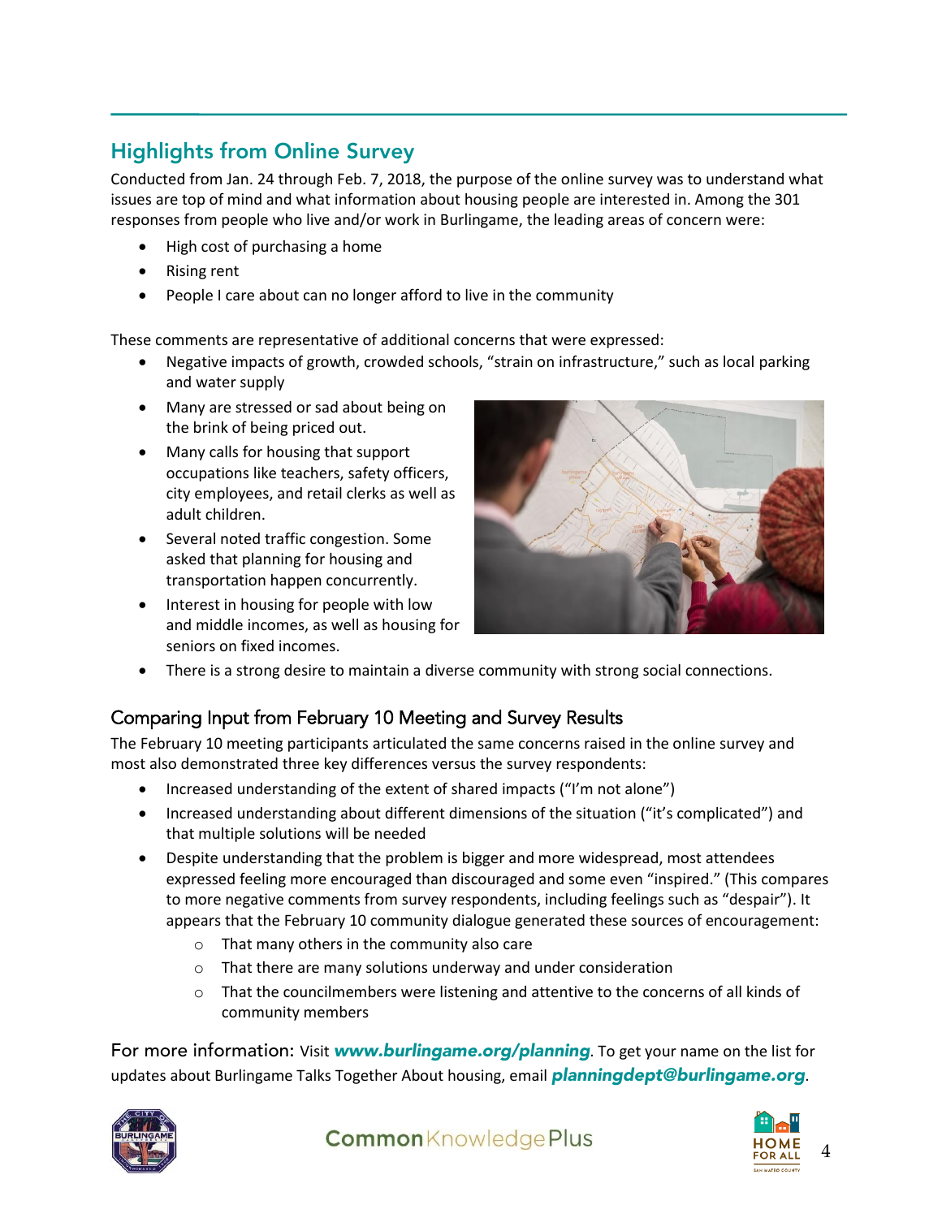## Highlights from Online Survey

Conducted from Jan. 24 through Feb. 7, 2018, the purpose of the online survey was to understand what issues are top of mind and what information about housing people are interested in. Among the 301 responses from people who live and/or work in Burlingame, the leading areas of concern were:

- High cost of purchasing a home
- Rising rent
- People I care about can no longer afford to live in the community

These comments are representative of additional concerns that were expressed:

- Negative impacts of growth, crowded schools, "strain on infrastructure," such as local parking and water supply
- Many are stressed or sad about being on the brink of being priced out.
- Many calls for housing that support occupations like teachers, safety officers, city employees, and retail clerks as well as adult children.
- Several noted traffic congestion. Some asked that planning for housing and transportation happen concurrently.
- Interest in housing for people with low and middle incomes, as well as housing for seniors on fixed incomes.
- There is a strong desire to maintain a diverse community with strong social connections.

### Comparing Input from February 10 Meeting and Survey Results

The February 10 meeting participants articulated the same concerns raised in the online survey and most also demonstrated three key differences versus the survey respondents:

- Increased understanding of the extent of shared impacts ("I'm not alone")
- Increased understanding about different dimensions of the situation ("it's complicated") and that multiple solutions will be needed
- Despite understanding that the problem is bigger and more widespread, most attendees expressed feeling more encouraged than discouraged and some even "inspired." (This compares to more negative comments from survey respondents, including feelings such as "despair"). It appears that the February 10 community dialogue generated these sources of encouragement:
    - That many others in the community also care
    - That there are many solutions underway and under consideration
    - That the councilmembers were listening and attentive to the concerns of all kinds of community members

For more information: Visit ***www.burlingame.org/planning***. To get your name on the list for updates about Burlingame Talks Together About housing, email ***planningdept@burlingame.org***.